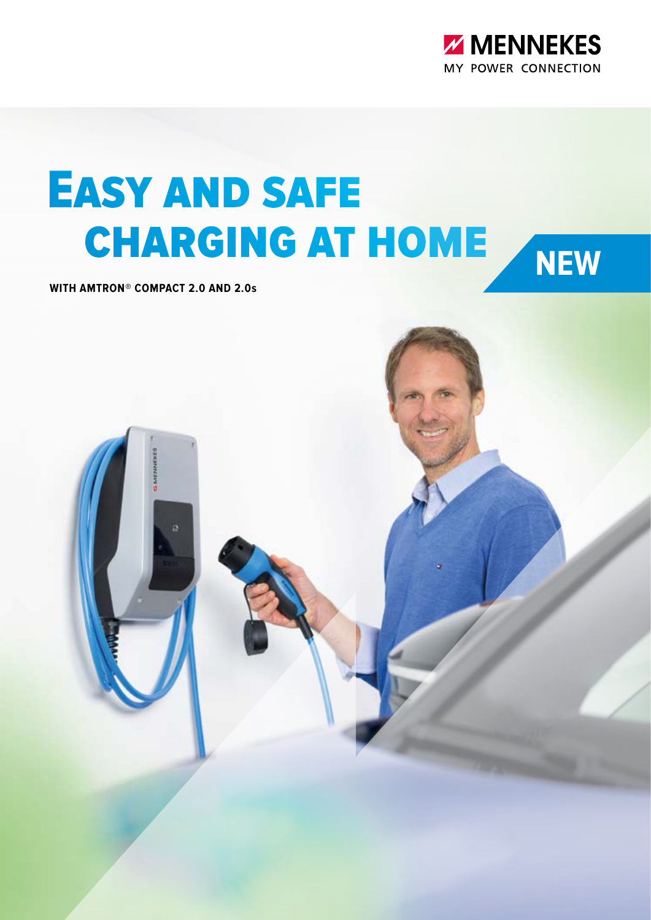MENNEKES

MY POWER CONNECTION

# Easy and safe charging at home

**NEW**

**WITH AMTRON® COMPACT 2.0 AND 2.0s**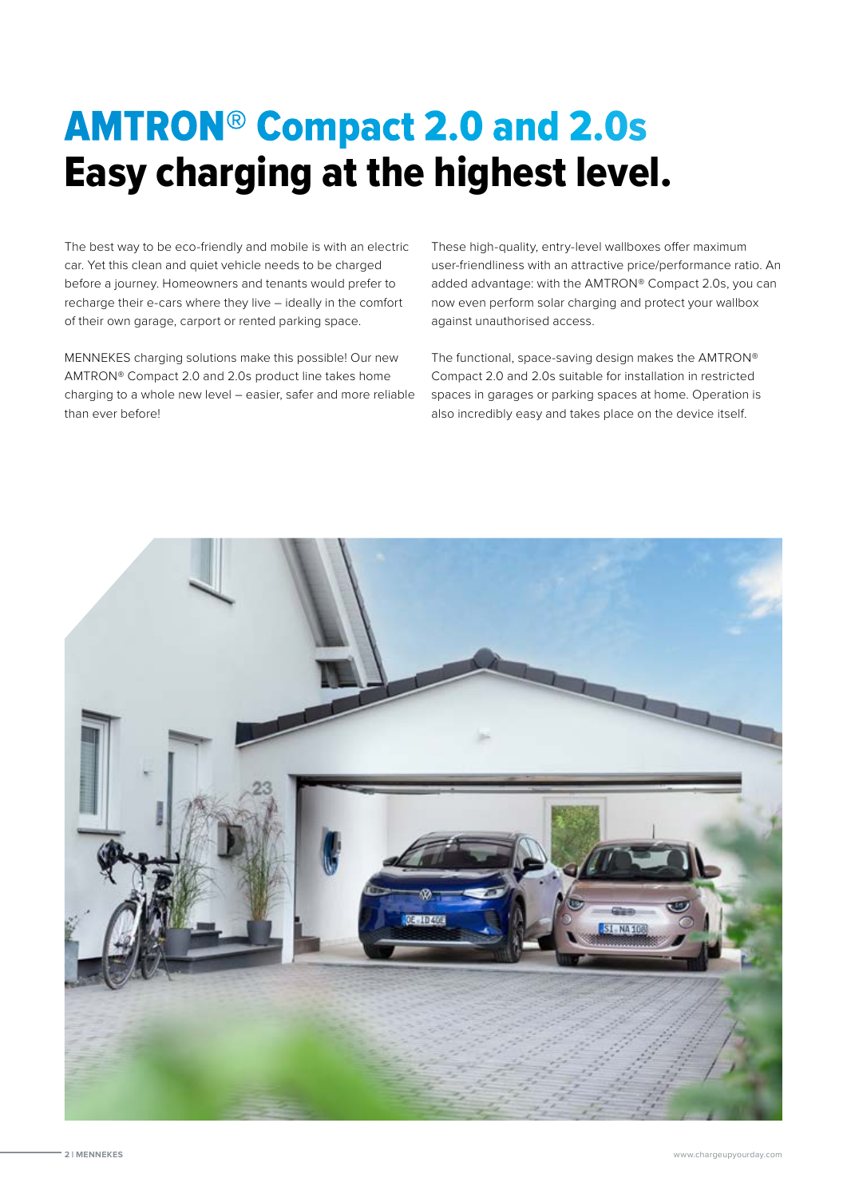# AMTRON® Compact 2.0 and 2.0s
# Easy charging at the highest level.

The best way to be eco-friendly and mobile is with an electric car. Yet this clean and quiet vehicle needs to be charged before a journey. Homeowners and tenants would prefer to recharge their e-cars where they live – ideally in the comfort of their own garage, carport or rented parking space.

MENNEKES charging solutions make this possible! Our new AMTRON® Compact 2.0 and 2.0s product line takes home charging to a whole new level – easier, safer and more reliable than ever before!

These high-quality, entry-level wallboxes offer maximum user-friendliness with an attractive price/performance ratio. An added advantage: with the AMTRON® Compact 2.0s, you can now even perform solar charging and protect your wallbox against unauthorised access.

The functional, space-saving design makes the AMTRON® Compact 2.0 and 2.0s suitable for installation in restricted spaces in garages or parking spaces at home. Operation is also incredibly easy and takes place on the device itself.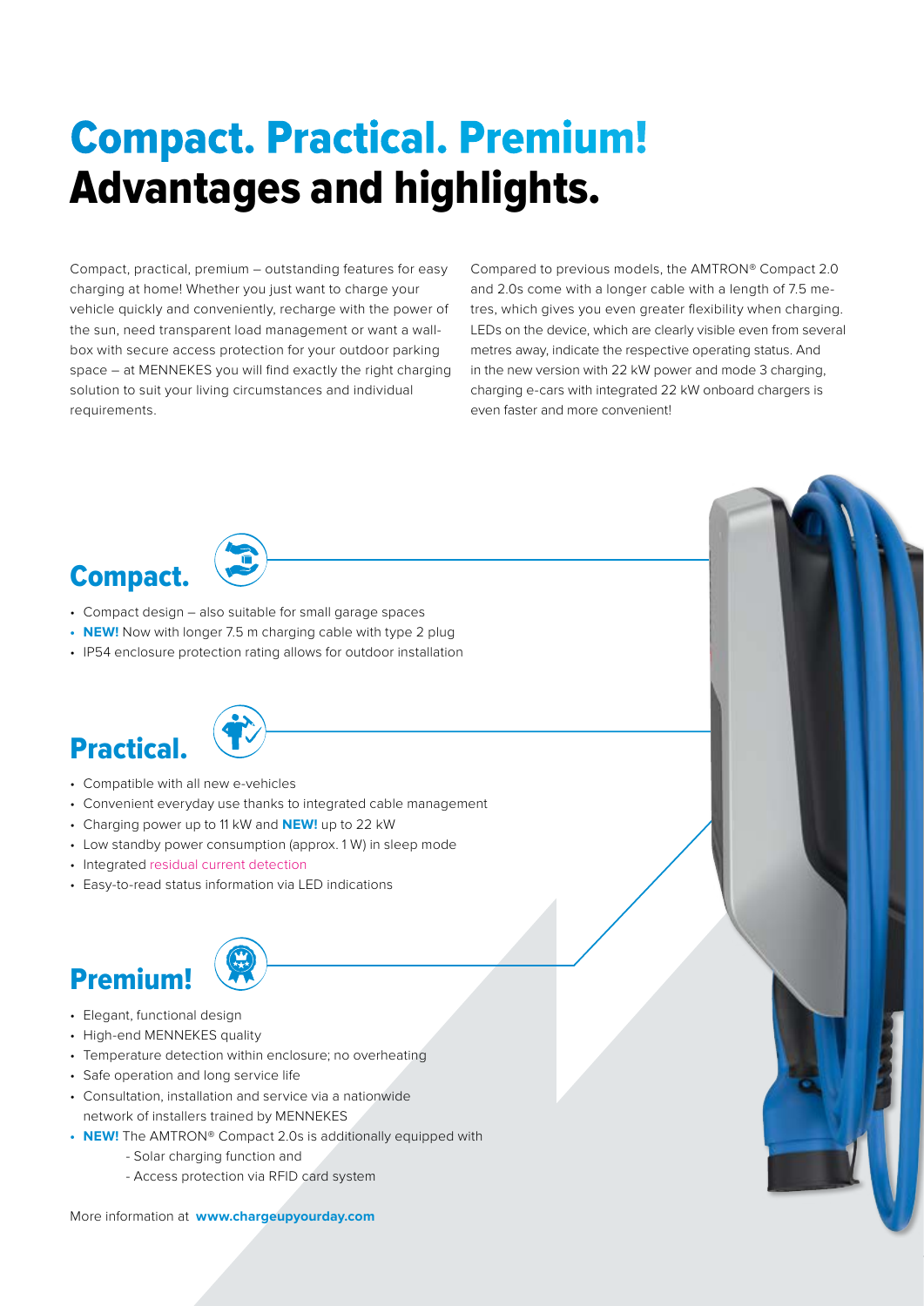# Compact. Practical. Premium! Advantages and highlights.

Compact, practical, premium – outstanding features for easy charging at home! Whether you just want to charge your vehicle quickly and conveniently, recharge with the power of the sun, need transparent load management or want a wall-box with secure access protection for your outdoor parking space – at MENNEKES you will find exactly the right charging solution to suit your living circumstances and individual requirements.

Compared to previous models, the AMTRON® Compact 2.0 and 2.0s come with a longer cable with a length of 7.5 metres, which gives you even greater flexibility when charging. LEDs on the device, which are clearly visible even from several metres away, indicate the respective operating status. And in the new version with 22 kW power and mode 3 charging, charging e-cars with integrated 22 kW onboard chargers is even faster and more convenient!

## Compact.

- Compact design – also suitable for small garage spaces
- **NEW!** Now with longer 7.5 m charging cable with type 2 plug
- IP54 enclosure protection rating allows for outdoor installation

## Practical.

- Compatible with all new e-vehicles
- Convenient everyday use thanks to integrated cable management
- Charging power up to 11 kW and **NEW!** up to 22 kW
- Low standby power consumption (approx. 1 W) in sleep mode
- Integrated residual current detection
- Easy-to-read status information via LED indications

## Premium!

- Elegant, functional design
- High-end MENNEKES quality
- Temperature detection within enclosure; no overheating
- Safe operation and long service life
- Consultation, installation and service via a nationwide network of installers trained by MENNEKES
- **NEW!** The AMTRON® Compact 2.0s is additionally equipped with
  - Solar charging function and
  - Access protection via RFID card system

More information at **www.chargeupyourday.com**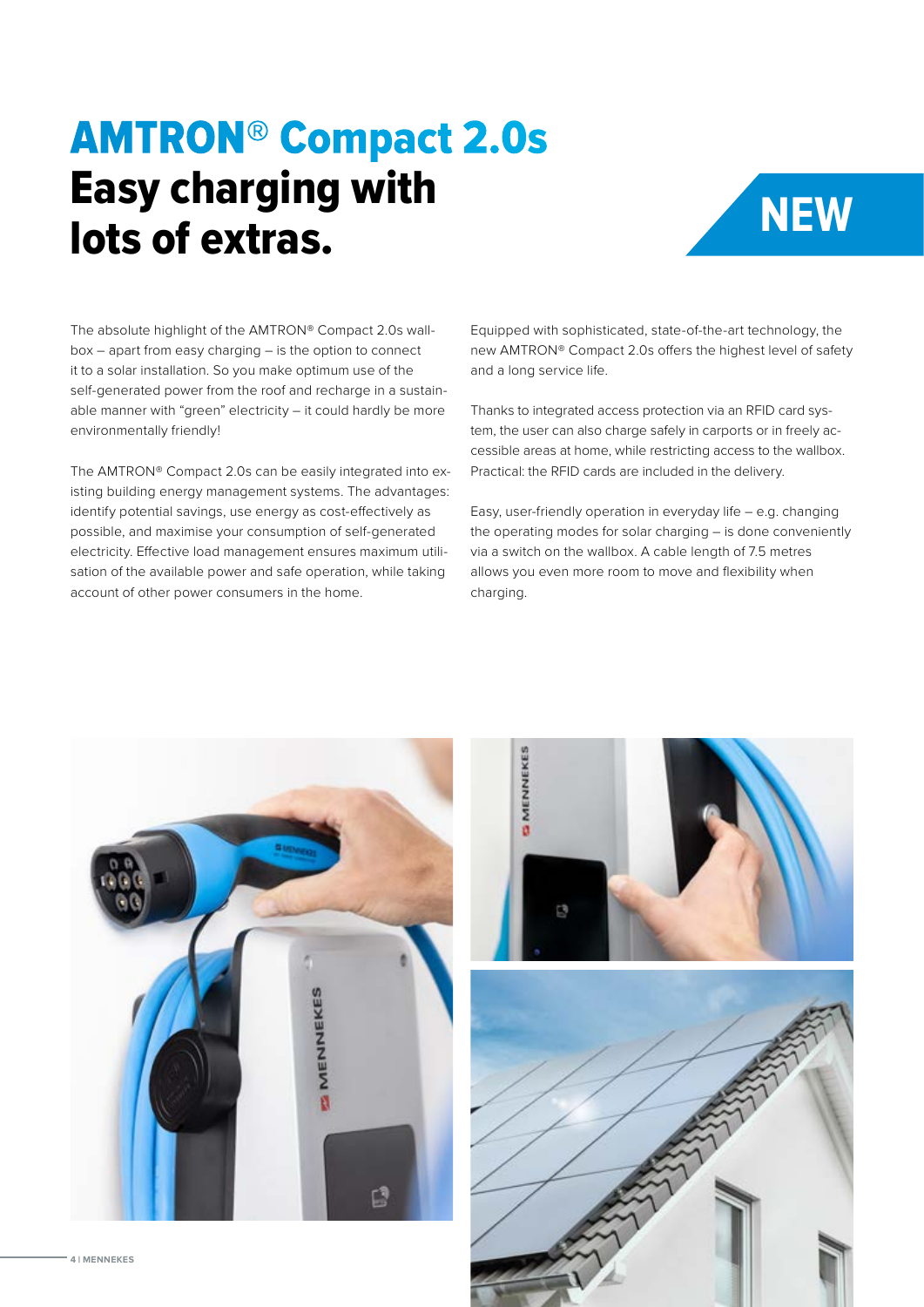# AMTRON® Compact 2.0s
## Easy charging with lots of extras.

**NEW**

The absolute highlight of the AMTRON® Compact 2.0s wallbox – apart from easy charging – is the option to connect it to a solar installation. So you make optimum use of the self-generated power from the roof and recharge in a sustainable manner with "green" electricity – it could hardly be more environmentally friendly!

The AMTRON® Compact 2.0s can be easily integrated into existing building energy management systems. The advantages: identify potential savings, use energy as cost-effectively as possible, and maximise your consumption of self-generated electricity. Effective load management ensures maximum utilisation of the available power and safe operation, while taking account of other power consumers in the home.

Equipped with sophisticated, state-of-the-art technology, the new AMTRON® Compact 2.0s offers the highest level of safety and a long service life.

Thanks to integrated access protection via an RFID card system, the user can also charge safely in carports or in freely accessible areas at home, while restricting access to the wallbox. Practical: the RFID cards are included in the delivery.

Easy, user-friendly operation in everyday life – e.g. changing the operating modes for solar charging – is done conveniently via a switch on the wallbox. A cable length of 7.5 metres allows you even more room to move and flexibility when charging.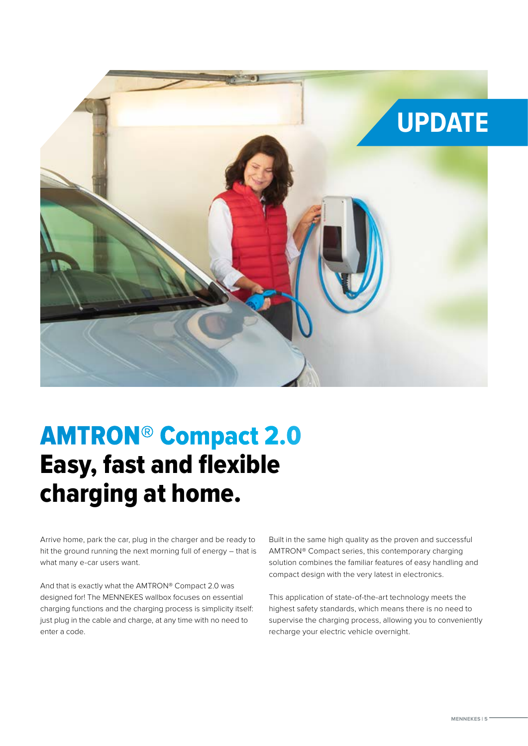UPDATE

# AMTRON® Compact 2.0

## Easy, fast and flexible charging at home.

Arrive home, park the car, plug in the charger and be ready to hit the ground running the next morning full of energy – that is what many e-car users want.

And that is exactly what the AMTRON® Compact 2.0 was designed for! The MENNEKES wallbox focuses on essential charging functions and the charging process is simplicity itself: just plug in the cable and charge, at any time with no need to enter a code.

Built in the same high quality as the proven and successful AMTRON® Compact series, this contemporary charging solution combines the familiar features of easy handling and compact design with the very latest in electronics.

This application of state-of-the-art technology meets the highest safety standards, which means there is no need to supervise the charging process, allowing you to conveniently recharge your electric vehicle overnight.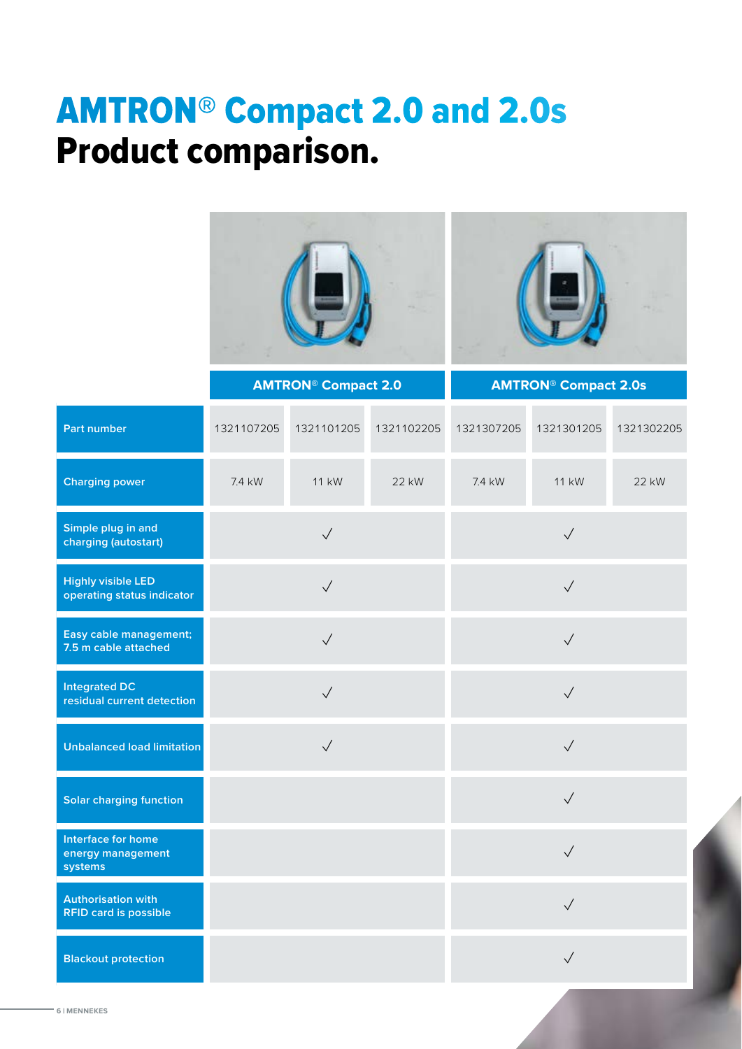# AMTRON® Compact 2.0 and 2.0s
# Product comparison.

| | AMTRON® Compact 2.0 | | | AMTRON® Compact 2.0s | | |
|---|---|---|---|---|---|---|
| Part number | 1321107205 | 1321101205 | 1321102205 | 1321307205 | 1321301205 | 1321302205 |
| Charging power | 7.4 kW | 11 kW | 22 kW | 7.4 kW | 11 kW | 22 kW |
| Simple plug in and charging (autostart) | | ✓ | | | ✓ | |
| Highly visible LED operating status indicator | | ✓ | | | ✓ | |
| Easy cable management; 7.5 m cable attached | | ✓ | | | ✓ | |
| Integrated DC residual current detection | | ✓ | | | ✓ | |
| Unbalanced load limitation | | ✓ | | | ✓ | |
| Solar charging function | | | | | ✓ | |
| Interface for home energy management systems | | | | | ✓ | |
| Authorisation with RFID card is possible | | | | | ✓ | |
| Blackout protection | | | | | ✓ | |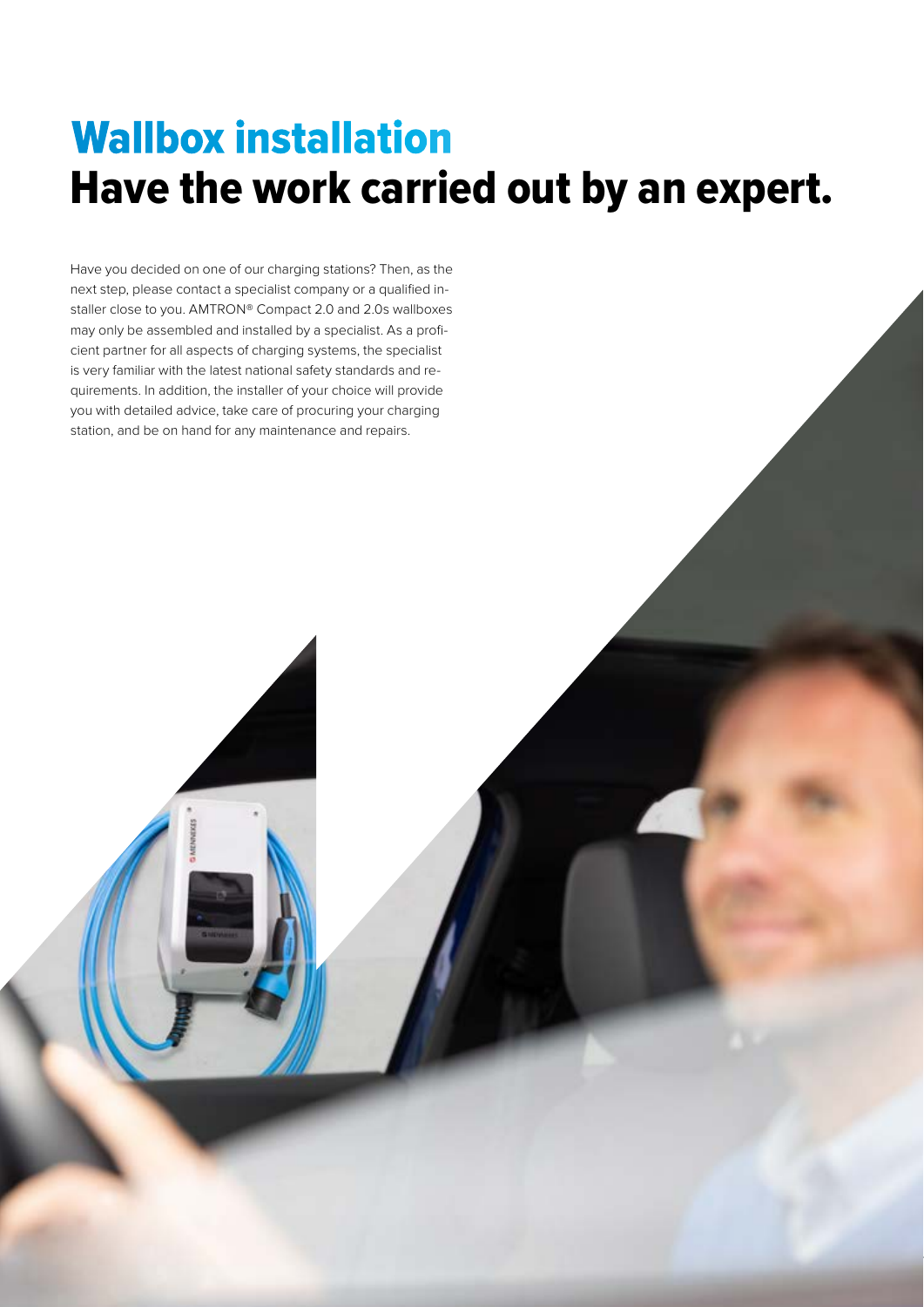# Wallbox installation

## Have the work carried out by an expert.

Have you decided on one of our charging stations? Then, as the next step, please contact a specialist company or a qualified installer close to you. AMTRON® Compact 2.0 and 2.0s wallboxes may only be assembled and installed by a specialist. As a proficient partner for all aspects of charging systems, the specialist is very familiar with the latest national safety standards and requirements. In addition, the installer of your choice will provide you with detailed advice, take care of procuring your charging station, and be on hand for any maintenance and repairs.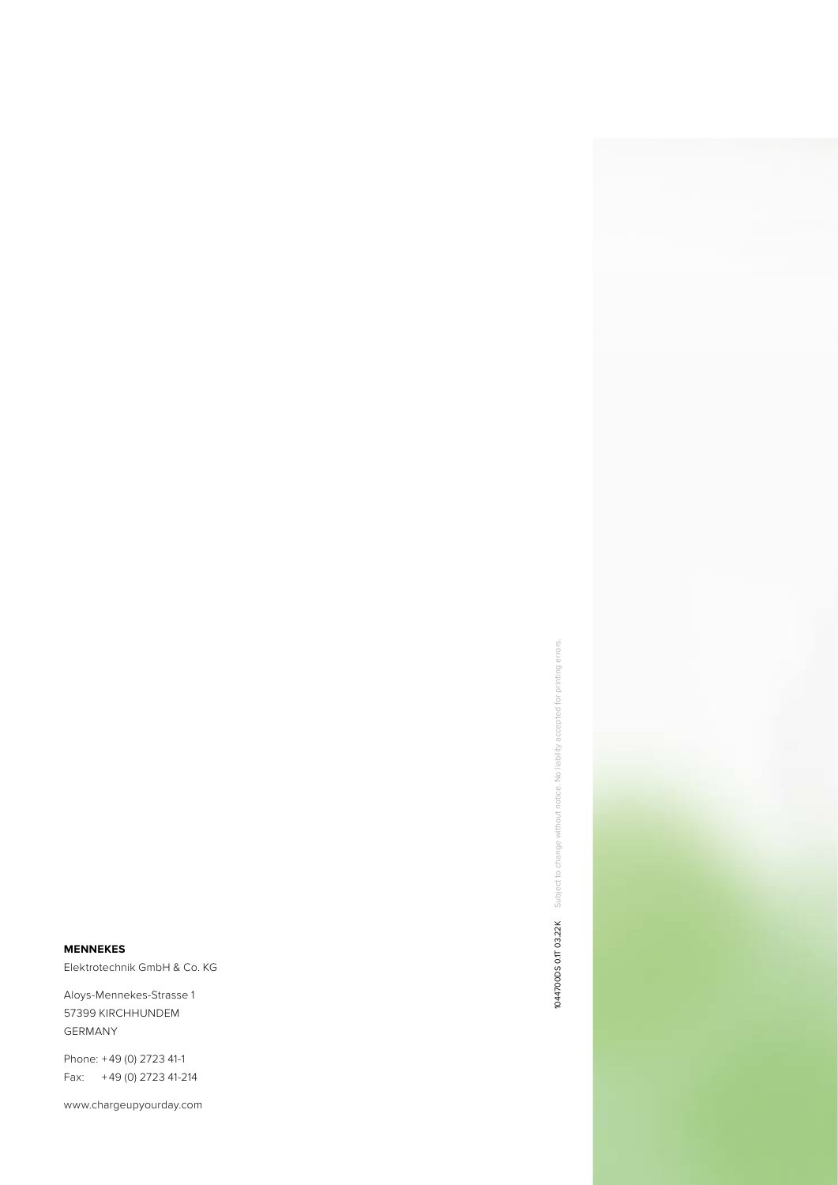**MENNEKES**

Elektrotechnik GmbH & Co. KG

Aloys-Mennekes-Strasse 1
57399 KIRCHHUNDEM
GERMANY

Phone: +49 (0) 2723 41-1
Fax: +49 (0) 2723 41-214

www.chargeupyourday.com

1044700DS 01T 03.22K Subject to change without notice. No liability accepted for printing errors.